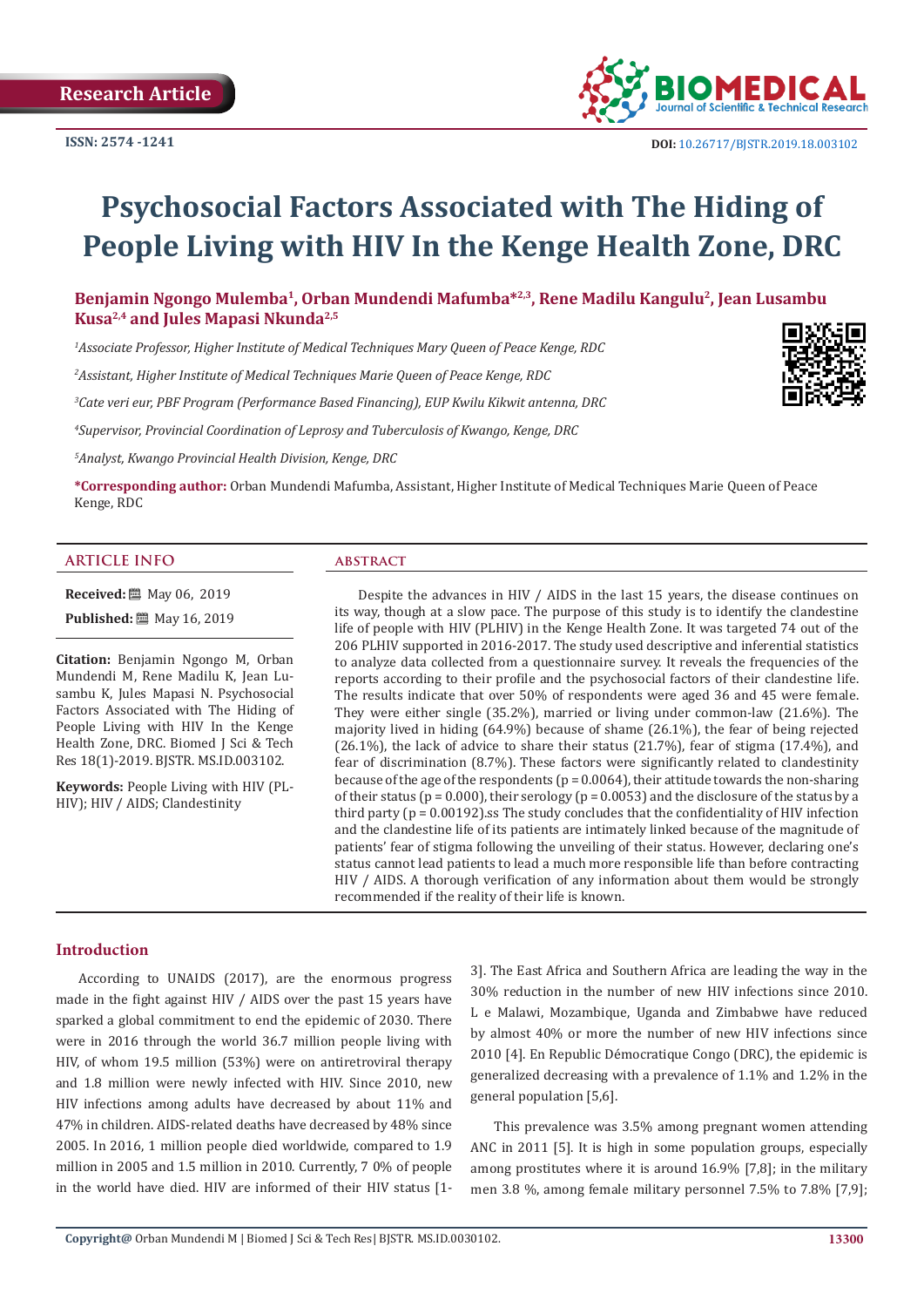Research Article

ISSN: 2574 -1241

DOI: 10.26717/BJSTR.2019.18.003102

# Psychosocial Factors Associated with The Hiding of People Living with HIV In the Kenge Health Zone, DRC

**Benjamin Ngongo Mulemba[1], Orban Mundendi Mafumba*[2,3], Rene Madilu Kangulu[2], Jean Lusambu Kusa[2,4] and Jules Mapasi Nkunda[2,5]**

*[1]Associate Professor, Higher Institute of Medical Techniques Mary Queen of Peace Kenge, RDC*

*[2]Assistant, Higher Institute of Medical Techniques Marie Queen of Peace Kenge, RDC*

*[3]Cate veri eur, PBF Program (Performance Based Financing), EUP Kwilu Kikwit antenna, DRC*

*[4]Supervisor, Provincial Coordination of Leprosy and Tuberculosis of Kwango, Kenge, DRC*

*[5]Analyst, Kwango Provincial Health Division, Kenge, DRC*

**\*Corresponding author:** Orban Mundendi Mafumba, Assistant, Higher Institute of Medical Techniques Marie Queen of Peace Kenge, RDC

## ARTICLE INFO

**Received:** May 06, 2019

**Published:** May 16, 2019

**Citation:** Benjamin Ngongo M, Orban Mundendi M, Rene Madilu K, Jean Lusambu K, Jules Mapasi N. Psychosocial Factors Associated with The Hiding of People Living with HIV In the Kenge Health Zone, DRC. Biomed J Sci & Tech Res 18(1)-2019. BJSTR. MS.ID.003102.

**Keywords:** People Living with HIV (PLHIV); HIV / AIDS; Clandestinity

## ABSTRACT

Despite the advances in HIV / AIDS in the last 15 years, the disease continues on its way, though at a slow pace. The purpose of this study is to identify the clandestine life of people with HIV (PLHIV) in the Kenge Health Zone. It was targeted 74 out of the 206 PLHIV supported in 2016-2017. The study used descriptive and inferential statistics to analyze data collected from a questionnaire survey. It reveals the frequencies of the reports according to their profile and the psychosocial factors of their clandestine life. The results indicate that over 50% of respondents were aged 36 and 45 were female. They were either single (35.2%), married or living under common-law (21.6%). The majority lived in hiding (64.9%) because of shame (26.1%), the fear of being rejected (26.1%), the lack of advice to share their status (21.7%), fear of stigma (17.4%), and fear of discrimination (8.7%). These factors were significantly related to clandestinity because of the age of the respondents (p = 0.0064), their attitude towards the non-sharing of their status (p = 0.000), their serology (p = 0.0053) and the disclosure of the status by a third party (p = 0.00192).ss The study concludes that the confidentiality of HIV infection and the clandestine life of its patients are intimately linked because of the magnitude of patients' fear of stigma following the unveiling of their status. However, declaring one's status cannot lead patients to lead a much more responsible life than before contracting HIV / AIDS. A thorough verification of any information about them would be strongly recommended if the reality of their life is known.

## Introduction

According to UNAIDS (2017), are the enormous progress made in the fight against HIV / AIDS over the past 15 years have sparked a global commitment to end the epidemic of 2030. There were in 2016 through the world 36.7 million people living with HIV, of whom 19.5 million (53%) were on antiretroviral therapy and 1.8 million were newly infected with HIV. Since 2010, new HIV infections among adults have decreased by about 11% and 47% in children. AIDS-related deaths have decreased by 48% since 2005. In 2016, 1 million people died worldwide, compared to 1.9 million in 2005 and 1.5 million in 2010. Currently, 7 0% of people in the world have died. HIV are informed of their HIV status [1-3]. The East Africa and Southern Africa are leading the way in the 30% reduction in the number of new HIV infections since 2010. L e Malawi, Mozambique, Uganda and Zimbabwe have reduced by almost 40% or more the number of new HIV infections since 2010 [4]. En Republic Démocratique Congo (DRC), the epidemic is generalized decreasing with a prevalence of 1.1% and 1.2% in the general population [5,6].

This prevalence was 3.5% among pregnant women attending ANC in 2011 [5]. It is high in some population groups, especially among prostitutes where it is around 16.9% [7,8]; in the military men 3.8 %, among female military personnel 7.5% to 7.8% [7,9];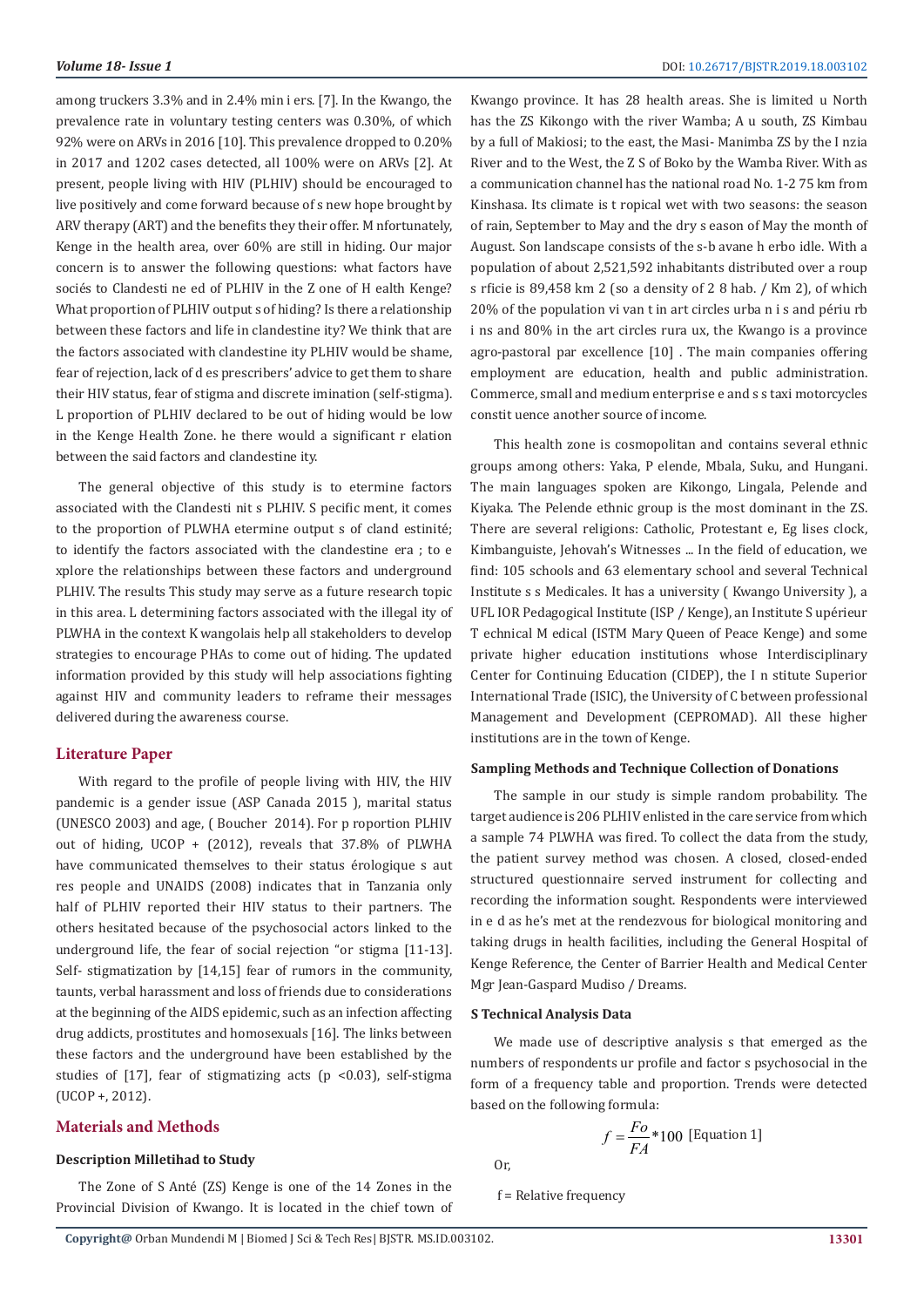among truckers 3.3% and in 2.4% min i ers. [7]. In the Kwango, the prevalence rate in voluntary testing centers was 0.30%, of which 92% were on ARVs in 2016 [10]. This prevalence dropped to 0.20% in 2017 and 1202 cases detected, all 100% were on ARVs [2]. At present, people living with HIV (PLHIV) should be encouraged to live positively and come forward because of s new hope brought by ARV therapy (ART) and the benefits they their offer. M nfortunately, Kenge in the health area, over 60% are still in hiding. Our major concern is to answer the following questions: what factors have sociés to Clandesti ne ed of PLHIV in the Z one of H ealth Kenge? What proportion of PLHIV output s of hiding? Is there a relationship between these factors and life in clandestine ity? We think that are the factors associated with clandestine ity PLHIV would be shame, fear of rejection, lack of d es prescribers' advice to get them to share their HIV status, fear of stigma and discrete imination (self-stigma). L proportion of PLHIV declared to be out of hiding would be low in the Kenge Health Zone. he there would a significant r elation between the said factors and clandestine ity.

The general objective of this study is to etermine factors associated with the Clandesti nit s PLHIV. S pecific ment, it comes to the proportion of PLWHA etermine output s of cland estinité; to identify the factors associated with the clandestine era ; to e xplore the relationships between these factors and underground PLHIV. The results This study may serve as a future research topic in this area. L determining factors associated with the illegal ity of PLWHA in the context K wangolais help all stakeholders to develop strategies to encourage PHAs to come out of hiding. The updated information provided by this study will help associations fighting against HIV and community leaders to reframe their messages delivered during the awareness course.

## Literature Paper

With regard to the profile of people living with HIV, the HIV pandemic is a gender issue (ASP Canada 2015 ), marital status (UNESCO 2003) and age, ( Boucher 2014). For p roportion PLHIV out of hiding, UCOP + (2012), reveals that 37.8% of PLWHA have communicated themselves to their status érologique s aut res people and UNAIDS (2008) indicates that in Tanzania only half of PLHIV reported their HIV status to their partners. The others hesitated because of the psychosocial actors linked to the underground life, the fear of social rejection "or stigma [11-13]. Self- stigmatization by [14,15] fear of rumors in the community, taunts, verbal harassment and loss of friends due to considerations at the beginning of the AIDS epidemic, such as an infection affecting drug addicts, prostitutes and homosexuals [16]. The links between these factors and the underground have been established by the studies of [17], fear of stigmatizing acts ($p < 0.03$), self-stigma (UCOP +, 2012).

## Materials and Methods

### Description Milletihad to Study

The Zone of S Anté (ZS) Kenge is one of the 14 Zones in the Provincial Division of Kwango. It is located in the chief town of Kwango province. It has 28 health areas. She is limited u North has the ZS Kikongo with the river Wamba; A u south, ZS Kimbau by a full of Makiosi; to the east, the Masi- Manimba ZS by the I nzia River and to the West, the Z S of Boko by the Wamba River. With as a communication channel has the national road No. 1-2 75 km from Kinshasa. Its climate is t ropical wet with two seasons: the season of rain, September to May and the dry s eason of May the month of August. Son landscape consists of the s-b avane h erbo idle. With a population of about 2,521,592 inhabitants distributed over a roup s rficie is 89,458 km 2 (so a density of 2 8 hab. / Km 2), of which 20% of the population vi van t in art circles urba n i s and périu rb i ns and 80% in the art circles rura ux, the Kwango is a province agro-pastoral par excellence [10] . The main companies offering employment are education, health and public administration. Commerce, small and medium enterprise e and s s taxi motorcycles constit uence another source of income.

This health zone is cosmopolitan and contains several ethnic groups among others: Yaka, P elende, Mbala, Suku, and Hungani. The main languages spoken are Kikongo, Lingala, Pelende and Kiyaka. The Pelende ethnic group is the most dominant in the ZS. There are several religions: Catholic, Protestant e, Eg lises clock, Kimbanguiste, Jehovah's Witnesses ... In the field of education, we find: 105 schools and 63 elementary school and several Technical Institute s s Medicales. It has a university ( Kwango University ), a UFL IOR Pedagogical Institute (ISP / Kenge), an Institute S upérieur T echnical M edical (ISTM Mary Queen of Peace Kenge) and some private higher education institutions whose Interdisciplinary Center for Continuing Education (CIDEP), the I n stitute Superior International Trade (ISIC), the University of C between professional Management and Development (CEPROMAD). All these higher institutions are in the town of Kenge.

### Sampling Methods and Technique Collection of Donations

The sample in our study is simple random probability. The target audience is 206 PLHIV enlisted in the care service from which a sample 74 PLWHA was fired. To collect the data from the study, the patient survey method was chosen. A closed, closed-ended structured questionnaire served instrument for collecting and recording the information sought. Respondents were interviewed in e d as he's met at the rendezvous for biological monitoring and taking drugs in health facilities, including the General Hospital of Kenge Reference, the Center of Barrier Health and Medical Center Mgr Jean-Gaspard Mudiso / Dreams.

### S Technical Analysis Data

We made use of descriptive analysis s that emerged as the numbers of respondents ur profile and factor s psychosocial in the form of a frequency table and proportion. Trends were detected based on the following formula:

$$f = \frac{Fo}{FA} * 100 \quad \text{[Equation 1]}$$

Or,

f = Relative frequency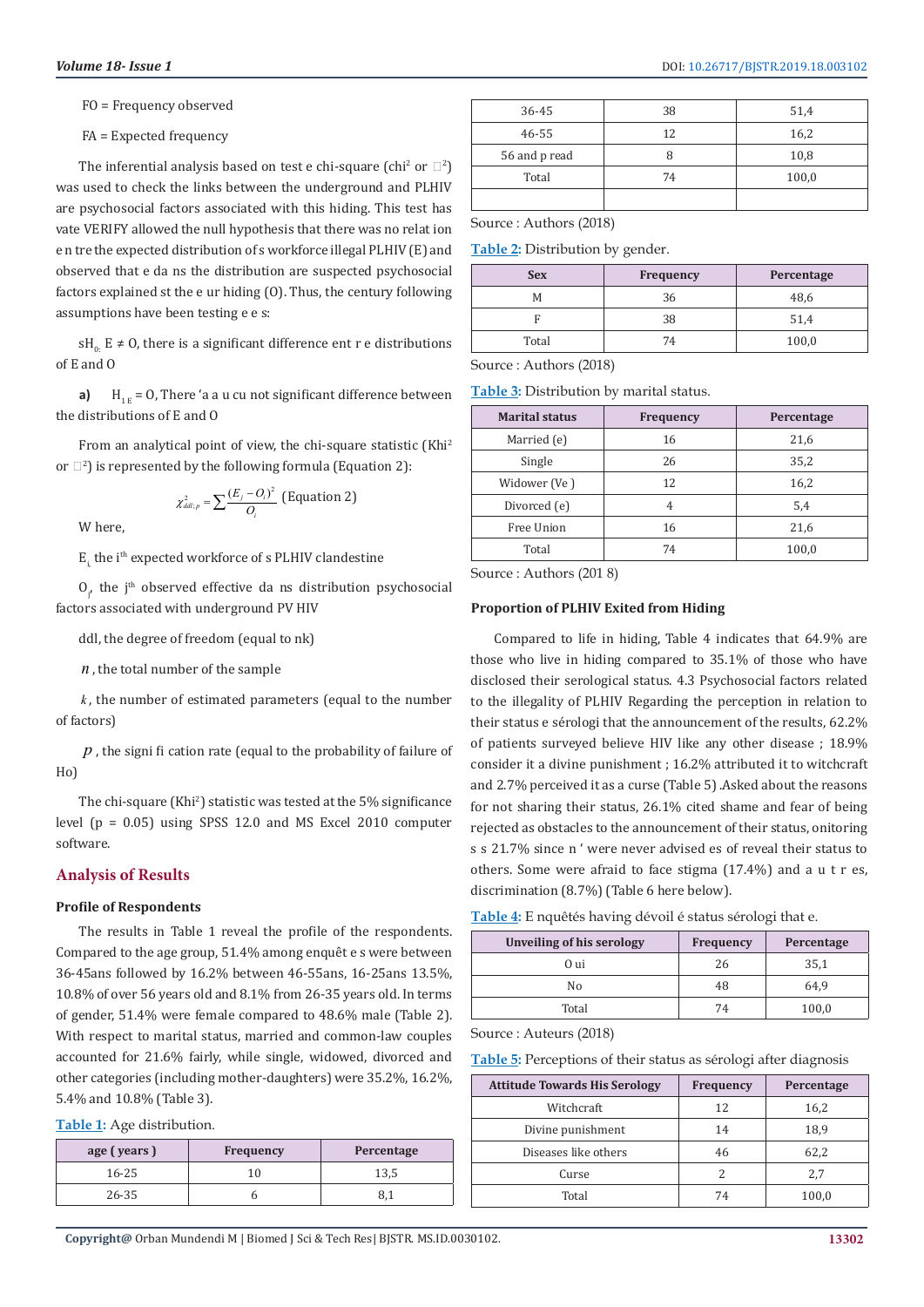FO = Frequency observed

FA = Expected frequency

The inferential analysis based on test e chi-square (chi$^2$ or $\chi^2$) was used to check the links between the underground and PLHIV are psychosocial factors associated with this hiding. This test has vate VERIFY allowed the null hypothesis that there was no relat ion e n tre the expected distribution of s workforce illegal PLHIV (E) and observed that e da ns the distribution are suspected psychosocial factors explained st the e ur hiding (O). Thus, the century following assumptions have been testing e e s:

s$H_{0:}$ E ≠ O, there is a significant difference ent r e distributions of E and O

**a)** $H_{1E}$ = O, There 'a a u cu not significant difference between the distributions of E and O

From an analytical point of view, the chi-square statistic (Khi$^2$ or $\chi^2$) is represented by the following formula (Equation 2):

$$\chi^2_{ddl;p} = \sum \frac{(E_i - O_i)^2}{O_i} \text{ (Equation 2)}$$

W here,

$E_i$ the i$^{th}$ expected workforce of s PLHIV clandestine

$O_j$, the j$^{th}$ observed effective da ns distribution psychosocial factors associated with underground PV HIV

ddl, the degree of freedom (equal to nk)

$n$ , the total number of the sample

$k$ , the number of estimated parameters (equal to the number of factors)

$p$ , the signi fi cation rate (equal to the probability of failure of Ho)

The chi-square (Khi$^2$) statistic was tested at the 5% significance level (p = 0.05) using SPSS 12.0 and MS Excel 2010 computer software.

## Analysis of Results

### Profile of Respondents

The results in Table 1 reveal the profile of the respondents. Compared to the age group, 51.4% among enquêt e s were between 36-45ans followed by 16.2% between 46-55ans, 16-25ans 13.5%, 10.8% of over 56 years old and 8.1% from 26-35 years old. In terms of gender, 51.4% were female compared to 48.6% male (Table 2). With respect to marital status, married and common-law couples accounted for 21.6% fairly, while single, widowed, divorced and other categories (including mother-daughters) were 35.2%, 16.2%, 5.4% and 10.8% (Table 3).

Table 1: Age distribution.

| age ( years ) | Frequency | Percentage |
|---|---|---|
| 16-25 | 10 | 13,5 |
| 26-35 | 6 | 8,1 |
| 36-45 | 38 | 51,4 |
| 46-55 | 12 | 16,2 |
| 56 and p read | 8 | 10,8 |
| Total | 74 | 100,0 |
| | | |

Source : Authors (2018)

Table 2: Distribution by gender.

| Sex | Frequency | Percentage |
|---|---|---|
| M | 36 | 48,6 |
| F | 38 | 51,4 |
| Total | 74 | 100,0 |

Source : Authors (2018)

Table 3: Distribution by marital status.

| Marital status | Frequency | Percentage |
|---|---|---|
| Married (e) | 16 | 21,6 |
| Single | 26 | 35,2 |
| Widower (Ve ) | 12 | 16,2 |
| Divorced (e) | 4 | 5,4 |
| Free Union | 16 | 21,6 |
| Total | 74 | 100,0 |

Source : Authors (201 8)

### Proportion of PLHIV Exited from Hiding

Compared to life in hiding, Table 4 indicates that 64.9% are those who live in hiding compared to 35.1% of those who have disclosed their serological status. 4.3 Psychosocial factors related to the illegality of PLHIV Regarding the perception in relation to their status e sérologi that the announcement of the results, 62.2% of patients surveyed believe HIV like any other disease ; 18.9% consider it a divine punishment ; 16.2% attributed it to witchcraft and 2.7% perceived it as a curse (Table 5) .Asked about the reasons for not sharing their status, 26.1% cited shame and fear of being rejected as obstacles to the announcement of their status, onitoring s s 21.7% since n ' were never advised es of reveal their status to others. Some were afraid to face stigma (17.4%) and a u t r es, discrimination (8.7%) (Table 6 here below).

Table 4: E nquêtés having dévoil é status sérologi that e.

| Unveiling of his serology | Frequency | Percentage |
|---|---|---|
| O ui | 26 | 35,1 |
| No | 48 | 64,9 |
| Total | 74 | 100,0 |

Source : Auteurs (2018)

Table 5: Perceptions of their status as sérologi after diagnosis

| Attitude Towards His Serology | Frequency | Percentage |
|---|---|---|
| Witchcraft | 12 | 16,2 |
| Divine punishment | 14 | 18,9 |
| Diseases like others | 46 | 62,2 |
| Curse | 2 | 2,7 |
| Total | 74 | 100,0 |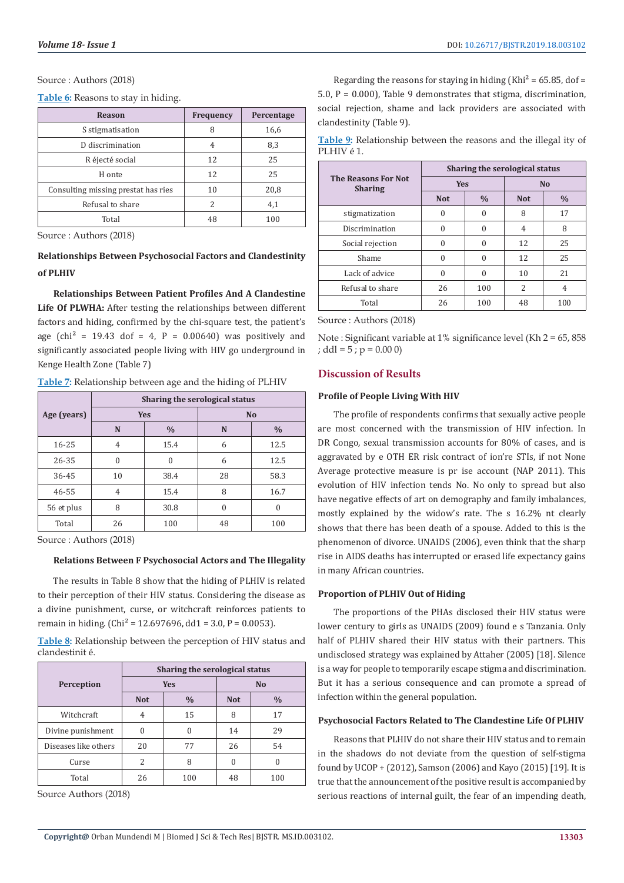Source : Authors (2018)

Table 6: Reasons to stay in hiding.

| Reason | Frequency | Percentage |
| --- | --- | --- |
| S stigmatisation | 8 | 16,6 |
| D discrimination | 4 | 8,3 |
| R éjecté social | 12 | 25 |
| H onte | 12 | 25 |
| Consulting missing prestat has ries | 10 | 20,8 |
| Refusal to share | 2 | 4,1 |
| Total | 48 | 100 |

Source : Authors (2018)

### Relationships Between Psychosocial Factors and Clandestinity of PLHIV

**Relationships Between Patient Profiles And A Clandestine Life Of PLWHA:** After testing the relationships between different factors and hiding, confirmed by the chi-square test, the patient's age ($chi^2$ = 19.43 dof = 4, P = 0.00640) was positively and significantly associated people living with HIV go underground in Kenge Health Zone (Table 7)

Table 7: Relationship between age and the hiding of PLHIV

| Age (years) | Sharing the serological status | | | |
| --- | --- | --- | --- | --- |
| | Yes | | No | |
| | N | % | N | % |
| 16-25 | 4 | 15.4 | 6 | 12.5 |
| 26-35 | 0 | 0 | 6 | 12.5 |
| 36-45 | 10 | 38.4 | 28 | 58.3 |
| 46-55 | 4 | 15.4 | 8 | 16.7 |
| 56 et plus | 8 | 30.8 | 0 | 0 |
| Total | 26 | 100 | 48 | 100 |

Source : Authors (2018)

**Relations Between F Psychosocial Actors and The Illegality**

The results in Table 8 show that the hiding of PLHIV is related to their perception of their HIV status. Considering the disease as a divine punishment, curse, or witchcraft reinforces patients to remain in hiding. ($Chi^2$ = 12.697696, dd1 = 3.0, P = 0.0053).

Table 8: Relationship between the perception of HIV status and clandestinit é.

| Perception | Sharing the serological status | | | |
| --- | --- | --- | --- | --- |
| | Yes | | No | |
| | Not | % | Not | % |
| Witchcraft | 4 | 15 | 8 | 17 |
| Divine punishment | 0 | 0 | 14 | 29 |
| Diseases like others | 20 | 77 | 26 | 54 |
| Curse | 2 | 8 | 0 | 0 |
| Total | 26 | 100 | 48 | 100 |

Source Authors (2018)

Regarding the reasons for staying in hiding ($Khi^2$ = 65.85, dof = 5.0, P = 0.000), Table 9 demonstrates that stigma, discrimination, social rejection, shame and lack providers are associated with clandestinity (Table 9).

Table 9: Relationship between the reasons and the illegal ity of PLHIV é 1.

| The Reasons For Not Sharing | Sharing the serological status | | | |
| --- | --- | --- | --- | --- |
| | Yes | | No | |
| | Not | % | Not | % |
| stigmatization | 0 | 0 | 8 | 17 |
| Discrimination | 0 | 0 | 4 | 8 |
| Social rejection | 0 | 0 | 12 | 25 |
| Shame | 0 | 0 | 12 | 25 |
| Lack of advice | 0 | 0 | 10 | 21 |
| Refusal to share | 26 | 100 | 2 | 4 |
| Total | 26 | 100 | 48 | 100 |

Source : Authors (2018)

Note : Significant variable at 1% significance level (Kh 2 = 65, 858 ; ddl = 5 ; p = 0.00 0)

## Discussion of Results

### Profile of People Living With HIV

The profile of respondents confirms that sexually active people are most concerned with the transmission of HIV infection. In DR Congo, sexual transmission accounts for 80% of cases, and is aggravated by e OTH ER risk contract of ion're STIs, if not None Average protective measure is pr ise account (NAP 2011). This evolution of HIV infection tends No. No only to spread but also have negative effects of art on demography and family imbalances, mostly explained by the widow's rate. The s 16.2% nt clearly shows that there has been death of a spouse. Added to this is the phenomenon of divorce. UNAIDS (2006), even think that the sharp rise in AIDS deaths has interrupted or erased life expectancy gains in many African countries.

### Proportion of PLHIV Out of Hiding

The proportions of the PHAs disclosed their HIV status were lower century to girls as UNAIDS (2009) found e s Tanzania. Only half of PLHIV shared their HIV status with their partners. This undisclosed strategy was explained by Attaher (2005) [18]. Silence is a way for people to temporarily escape stigma and discrimination. But it has a serious consequence and can promote a spread of infection within the general population.

### Psychosocial Factors Related to The Clandestine Life Of PLHIV

Reasons that PLHIV do not share their HIV status and to remain in the shadows do not deviate from the question of self-stigma found by UCOP + (2012), Samson (2006) and Kayo (2015) [19]. It is true that the announcement of the positive result is accompanied by serious reactions of internal guilt, the fear of an impending death,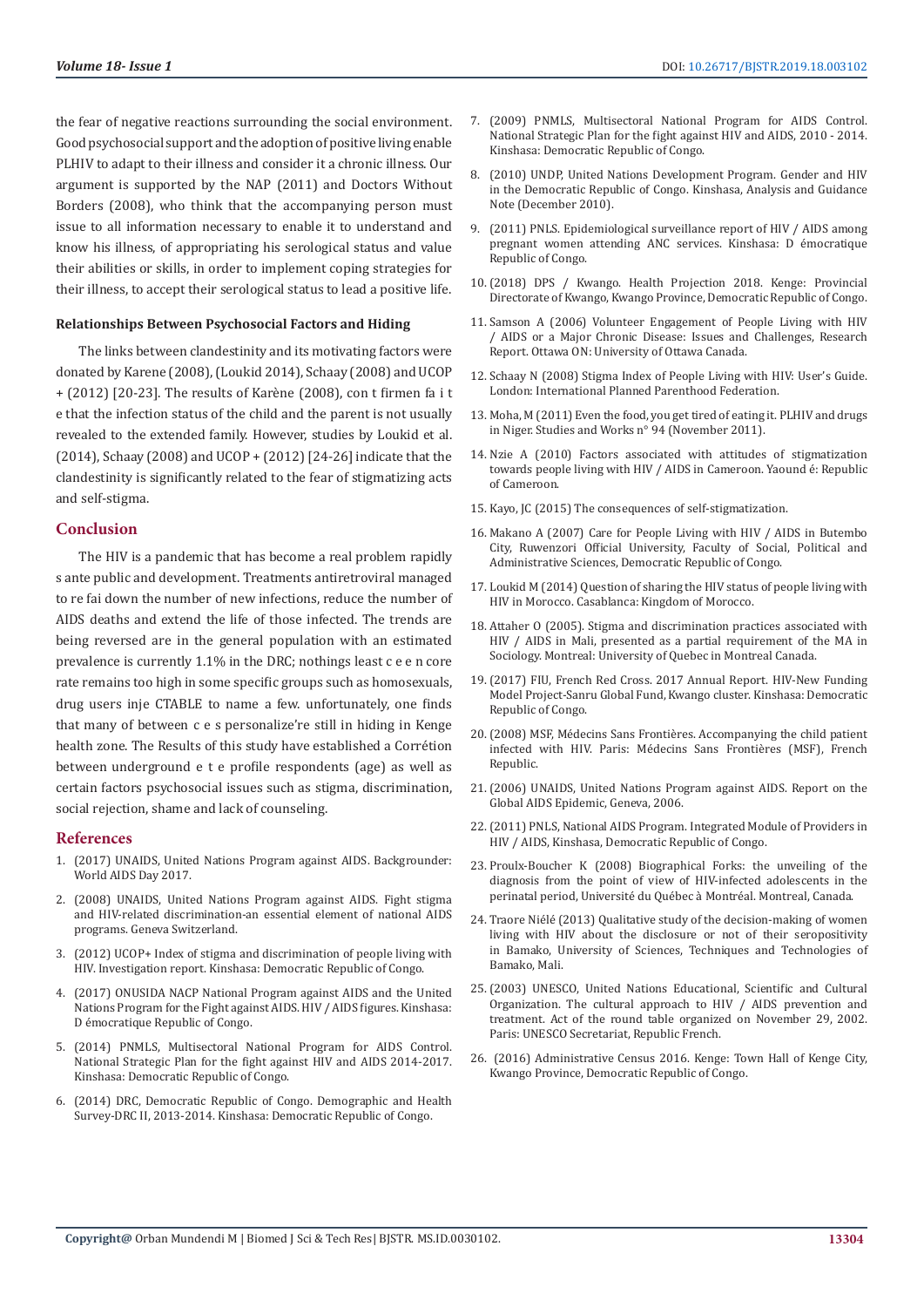the fear of negative reactions surrounding the social environment. Good psychosocial support and the adoption of positive living enable PLHIV to adapt to their illness and consider it a chronic illness. Our argument is supported by the NAP (2011) and Doctors Without Borders (2008), who think that the accompanying person must issue to all information necessary to enable it to understand and know his illness, of appropriating his serological status and value their abilities or skills, in order to implement coping strategies for their illness, to accept their serological status to lead a positive life.

### Relationships Between Psychosocial Factors and Hiding

The links between clandestinity and its motivating factors were donated by Karene (2008), (Loukid 2014), Schaay (2008) and UCOP + (2012) [20-23]. The results of Karène (2008), con t firmen fa i t e that the infection status of the child and the parent is not usually revealed to the extended family. However, studies by Loukid et al. (2014), Schaay (2008) and UCOP + (2012) [24-26] indicate that the clandestinity is significantly related to the fear of stigmatizing acts and self-stigma.

## Conclusion

The HIV is a pandemic that has become a real problem rapidly s ante public and development. Treatments antiretroviral managed to re fai down the number of new infections, reduce the number of AIDS deaths and extend the life of those infected. The trends are being reversed are in the general population with an estimated prevalence is currently 1.1% in the DRC; nothings least c e e n core rate remains too high in some specific groups such as homosexuals, drug users inje CTABLE to name a few. unfortunately, one finds that many of between c e s personalize're still in hiding in Kenge health zone. The Results of this study have established a Corrétion between underground e t e profile respondents (age) as well as certain factors psychosocial issues such as stigma, discrimination, social rejection, shame and lack of counseling.

## References

1. (2017) UNAIDS, United Nations Program against AIDS. Backgrounder: World AIDS Day 2017.
2. (2008) UNAIDS, United Nations Program against AIDS. Fight stigma and HIV-related discrimination-an essential element of national AIDS programs. Geneva Switzerland.
3. (2012) UCOP+ Index of stigma and discrimination of people living with HIV. Investigation report. Kinshasa: Democratic Republic of Congo.
4. (2017) ONUSIDA NACP National Program against AIDS and the United Nations Program for the Fight against AIDS. HIV / AIDS figures. Kinshasa: D émocratique Republic of Congo.
5. (2014) PNMLS, Multisectoral National Program for AIDS Control. National Strategic Plan for the fight against HIV and AIDS 2014-2017. Kinshasa: Democratic Republic of Congo.
6. (2014) DRC, Democratic Republic of Congo. Demographic and Health Survey-DRC II, 2013-2014. Kinshasa: Democratic Republic of Congo.
7. (2009) PNMLS, Multisectoral National Program for AIDS Control. National Strategic Plan for the fight against HIV and AIDS, 2010 - 2014. Kinshasa: Democratic Republic of Congo.
8. (2010) UNDP, United Nations Development Program. Gender and HIV in the Democratic Republic of Congo. Kinshasa, Analysis and Guidance Note (December 2010).
9. (2011) PNLS. Epidemiological surveillance report of HIV / AIDS among pregnant women attending ANC services. Kinshasa: D émocratique Republic of Congo.
10. (2018) DPS / Kwango. Health Projection 2018. Kenge: Provincial Directorate of Kwango, Kwango Province, Democratic Republic of Congo.
11. Samson A (2006) Volunteer Engagement of People Living with HIV / AIDS or a Major Chronic Disease: Issues and Challenges, Research Report. Ottawa ON: University of Ottawa Canada.
12. Schaay N (2008) Stigma Index of People Living with HIV: User's Guide. London: International Planned Parenthood Federation.
13. Moha, M (2011) Even the food, you get tired of eating it. PLHIV and drugs in Niger. Studies and Works n° 94 (November 2011).
14. Nzie A (2010) Factors associated with attitudes of stigmatization towards people living with HIV / AIDS in Cameroon. Yaound é: Republic of Cameroon.
15. Kayo, JC (2015) The consequences of self-stigmatization.
16. Makano A (2007) Care for People Living with HIV / AIDS in Butembo City, Ruwenzori Official University, Faculty of Social, Political and Administrative Sciences, Democratic Republic of Congo.
17. Loukid M (2014) Question of sharing the HIV status of people living with HIV in Morocco. Casablanca: Kingdom of Morocco.
18. Attaher O (2005). Stigma and discrimination practices associated with HIV / AIDS in Mali, presented as a partial requirement of the MA in Sociology. Montreal: University of Quebec in Montreal Canada.
19. (2017) FIU, French Red Cross. 2017 Annual Report. HIV-New Funding Model Project-Sanru Global Fund, Kwango cluster. Kinshasa: Democratic Republic of Congo.
20. (2008) MSF, Médecins Sans Frontières. Accompanying the child patient infected with HIV. Paris: Médecins Sans Frontières (MSF), French Republic.
21. (2006) UNAIDS, United Nations Program against AIDS. Report on the Global AIDS Epidemic, Geneva, 2006.
22. (2011) PNLS, National AIDS Program. Integrated Module of Providers in HIV / AIDS, Kinshasa, Democratic Republic of Congo.
23. Proulx-Boucher K (2008) Biographical Forks: the unveiling of the diagnosis from the point of view of HIV-infected adolescents in the perinatal period, Université du Québec à Montréal. Montreal, Canada.
24. Traore Niélé (2013) Qualitative study of the decision-making of women living with HIV about the disclosure or not of their seropositivity in Bamako, University of Sciences, Techniques and Technologies of Bamako, Mali.
25. (2003) UNESCO, United Nations Educational, Scientific and Cultural Organization. The cultural approach to HIV / AIDS prevention and treatment. Act of the round table organized on November 29, 2002. Paris: UNESCO Secretariat, Republic French.
26. (2016) Administrative Census 2016. Kenge: Town Hall of Kenge City, Kwango Province, Democratic Republic of Congo.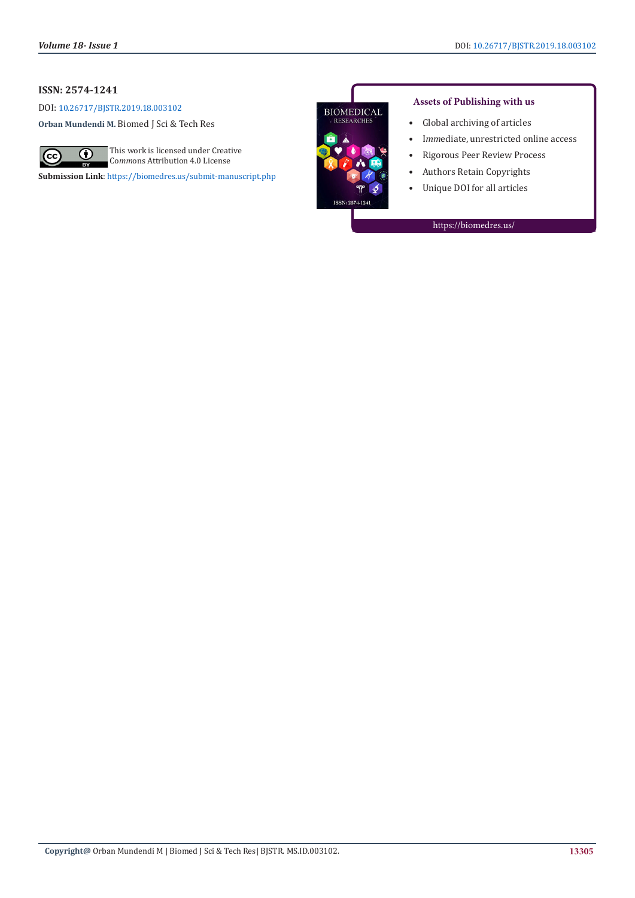**ISSN: 2574-1241**

DOI: 10.26717/BJSTR.2019.18.003102

**Orban Mundendi M.** Biomed J Sci & Tech Res

This work is licensed under Creative Commons Attribution 4.0 License

**Submission Link**: https://biomedres.us/submit-manuscript.php

BIOMEDICAL RESEARCHES

ISSN: 2574-1241

**Assets of Publishing with us**

- Global archiving of articles
- Immediate, unrestricted online access
- Rigorous Peer Review Process
- Authors Retain Copyrights
- Unique DOI for all articles

https://biomedres.us/